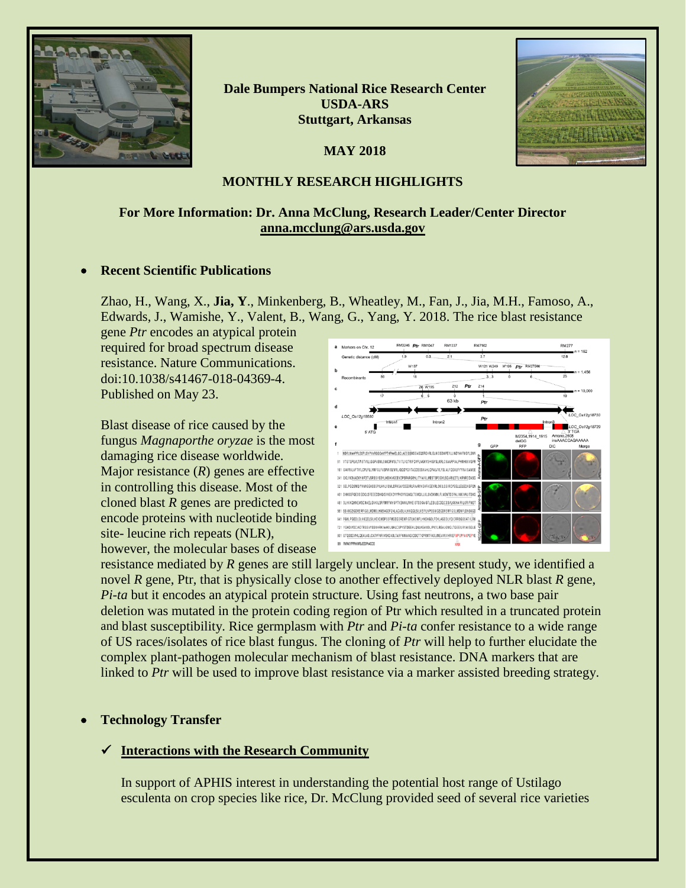**Dale Bumpers National Rice Research Center**
**USDA-ARS**
**Stuttgart, Arkansas**

**MAY 2018**

# MONTHLY RESEARCH HIGHLIGHTS

**For More Information: Dr. Anna McClung, Research Leader/Center Director**
**anna.mcclung@ars.usda.gov**

- **Recent Scientific Publications**

Zhao, H., Wang, X., **Jia, Y**., Minkenberg, B., Wheatley, M., Fan, J., Jia, M.H., Famoso, A., Edwards, J., Wamishe, Y., Valent, B., Wang, G., Yang, Y. 2018. The rice blast resistance gene *Ptr* encodes an atypical protein required for broad spectrum disease resistance. Nature Communications. doi:10.1038/s41467-018-04369-4. Published on May 23.

Blast disease of rice caused by the fungus *Magnaporthe oryzae* is the most damaging rice disease worldwide. Major resistance (*R*) genes are effective in controlling this disease. Most of the cloned blast *R* genes are predicted to encode proteins with nucleotide binding site- leucine rich repeats (NLR), however, the molecular bases of disease resistance mediated by *R* genes are still largely unclear. In the present study, we identified a novel *R* gene, Ptr, that is physically close to another effectively deployed NLR blast *R* gene, *Pi-ta* but it encodes an atypical protein structure. Using fast neutrons, a two base pair deletion was mutated in the protein coding region of Ptr which resulted in a truncated protein and blast susceptibility. Rice germplasm with *Ptr* and *Pi-ta* confer resistance to a wide range of US races/isolates of rice blast fungus. The cloning of *Ptr* will help to further elucidate the complex plant-pathogen molecular mechanism of blast resistance. DNA markers that are linked to *Ptr* will be used to improve blast resistance via a marker assisted breeding strategy.

- **Technology Transfer**

  - ✓ **Interactions with the Research Community**

    In support of APHIS interest in understanding the potential host range of Ustilago esculenta on crop species like rice, Dr. McClung provided seed of several rice varieties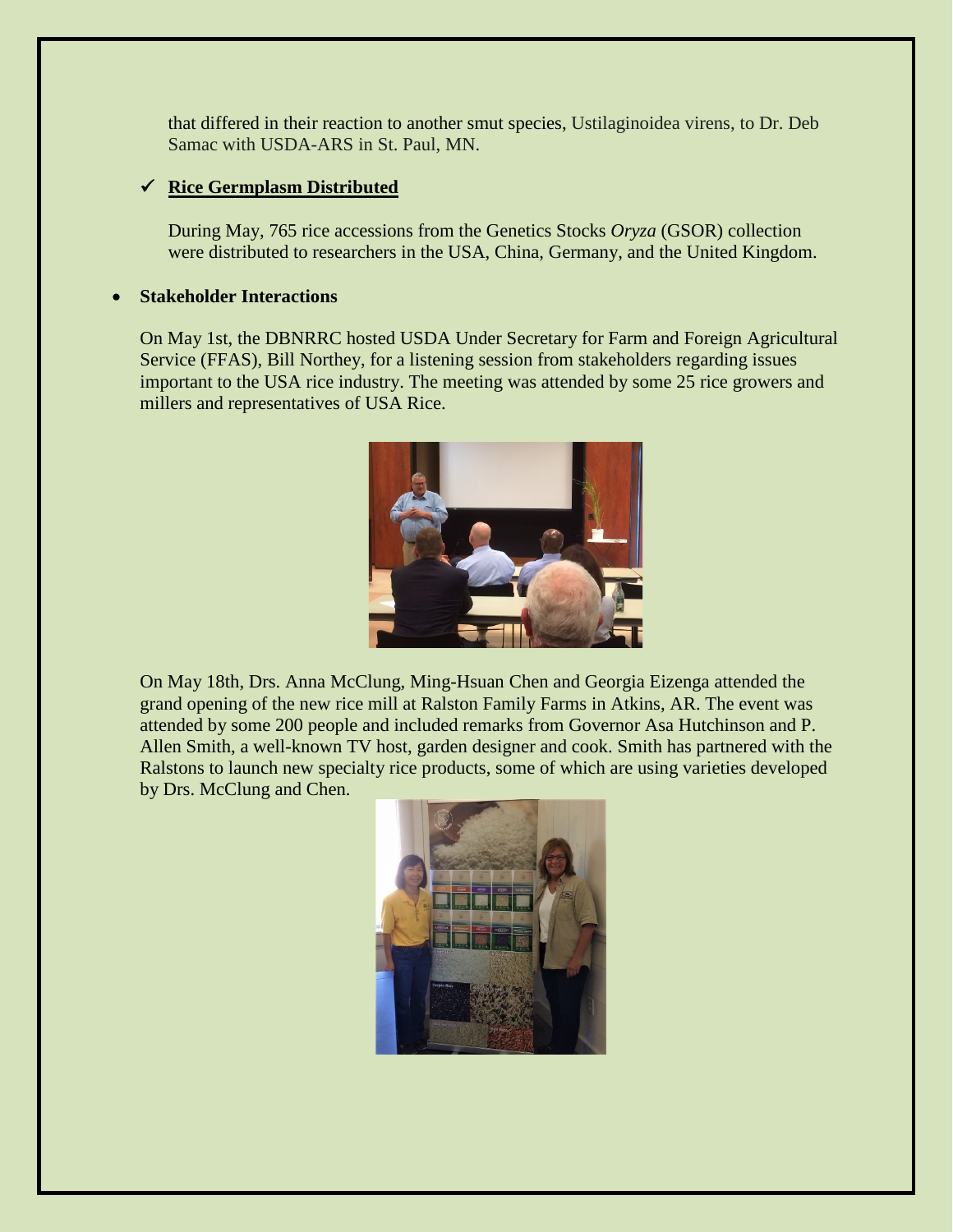that differed in their reaction to another smut species, Ustilaginoidea virens, to Dr. Deb Samac with USDA-ARS in St. Paul, MN.

✓ **Rice Germplasm Distributed**

During May, 765 rice accessions from the Genetics Stocks *Oryza* (GSOR) collection were distributed to researchers in the USA, China, Germany, and the United Kingdom.

- **Stakeholder Interactions**

On May 1st, the DBNRRC hosted USDA Under Secretary for Farm and Foreign Agricultural Service (FFAS), Bill Northey, for a listening session from stakeholders regarding issues important to the USA rice industry. The meeting was attended by some 25 rice growers and millers and representatives of USA Rice.

On May 18th, Drs. Anna McClung, Ming-Hsuan Chen and Georgia Eizenga attended the grand opening of the new rice mill at Ralston Family Farms in Atkins, AR. The event was attended by some 200 people and included remarks from Governor Asa Hutchinson and P. Allen Smith, a well-known TV host, garden designer and cook. Smith has partnered with the Ralstons to launch new specialty rice products, some of which are using varieties developed by Drs. McClung and Chen.